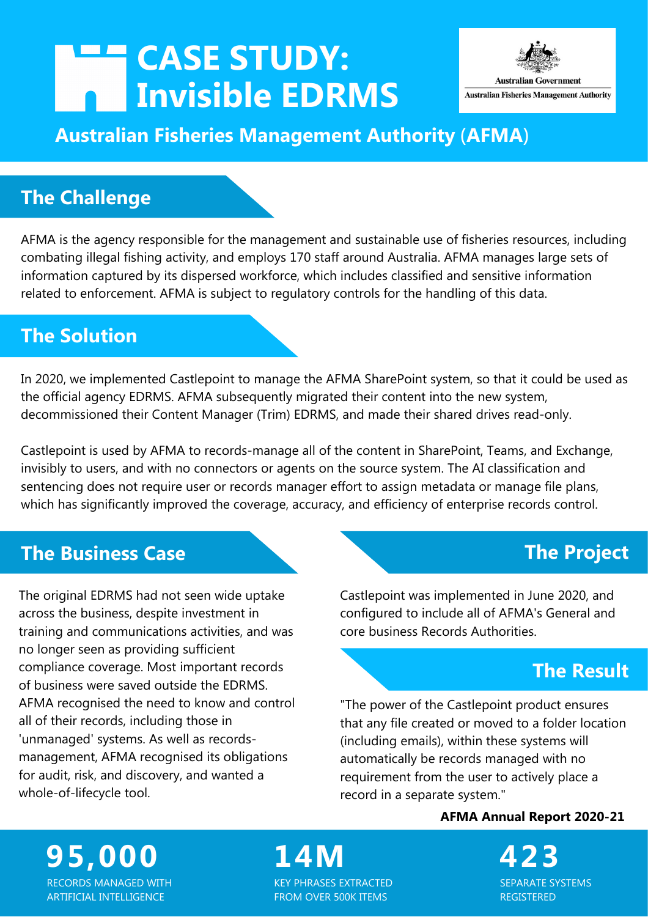# CASE STUDY: Invisible EDRMS

Australian Government
Australian Fisheries Management Authority

## Australian Fisheries Management Authority (AFMA)

## The Challenge

AFMA is the agency responsible for the management and sustainable use of fisheries resources, including combating illegal fishing activity, and employs 170 staff around Australia. AFMA manages large sets of information captured by its dispersed workforce, which includes classified and sensitive information related to enforcement. AFMA is subject to regulatory controls for the handling of this data.

## The Solution

In 2020, we implemented Castlepoint to manage the AFMA SharePoint system, so that it could be used as the official agency EDRMS. AFMA subsequently migrated their content into the new system, decommissioned their Content Manager (Trim) EDRMS, and made their shared drives read-only.

Castlepoint is used by AFMA to records-manage all of the content in SharePoint, Teams, and Exchange, invisibly to users, and with no connectors or agents on the source system. The AI classification and sentencing does not require user or records manager effort to assign metadata or manage file plans, which has significantly improved the coverage, accuracy, and efficiency of enterprise records control.

## The Business Case

The original EDRMS had not seen wide uptake across the business, despite investment in training and communications activities, and was no longer seen as providing sufficient compliance coverage. Most important records of business were saved outside the EDRMS. AFMA recognised the need to know and control all of their records, including those in 'unmanaged' systems. As well as records-management, AFMA recognised its obligations for audit, risk, and discovery, and wanted a whole-of-lifecycle tool.

## The Project

Castlepoint was implemented in June 2020, and configured to include all of AFMA's General and core business Records Authorities.

## The Result

"The power of the Castlepoint product ensures that any file created or moved to a folder location (including emails), within these systems will automatically be records managed with no requirement from the user to actively place a record in a separate system."

**AFMA Annual Report 2020-21**

**95,000**
RECORDS MANAGED WITH ARTIFICIAL INTELLIGENCE

**14M**
KEY PHRASES EXTRACTED FROM OVER 500K ITEMS

**423**
SEPARATE SYSTEMS REGISTERED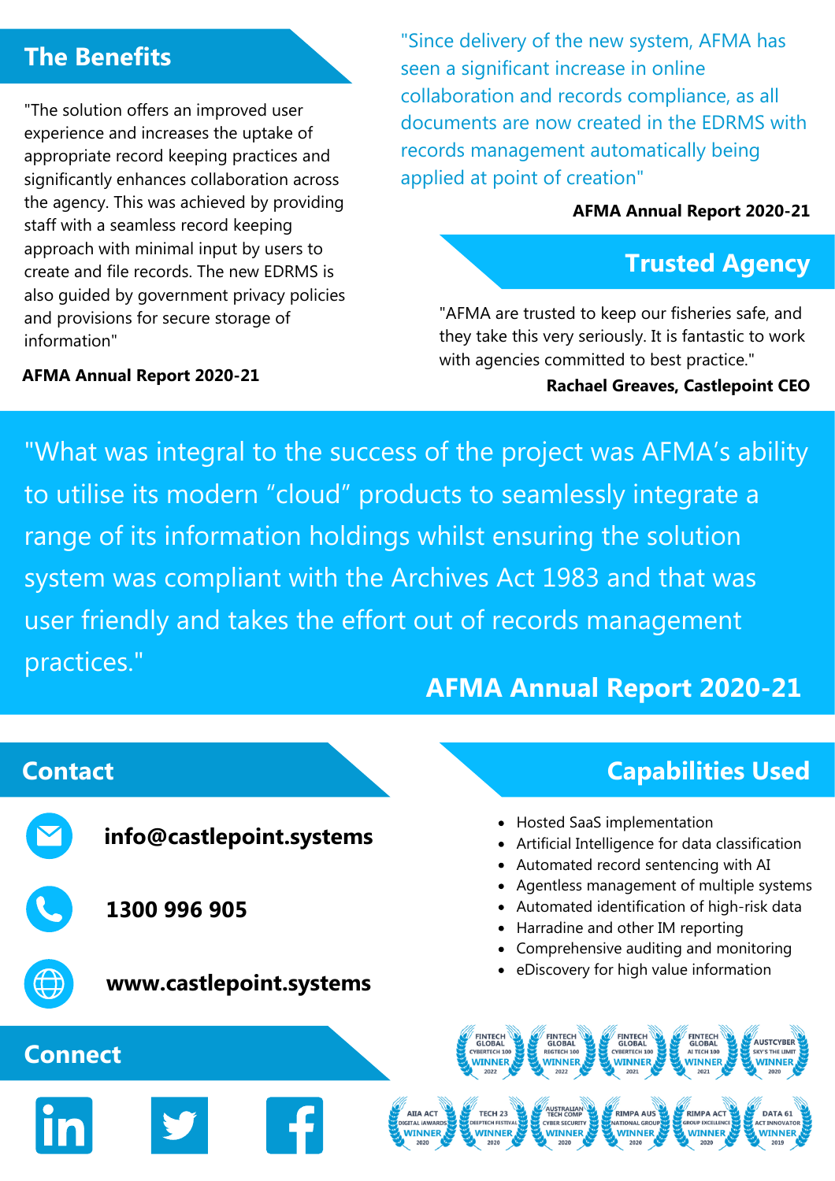## The Benefits

"The solution offers an improved user experience and increases the uptake of appropriate record keeping practices and significantly enhances collaboration across the agency. This was achieved by providing staff with a seamless record keeping approach with minimal input by users to create and file records. The new EDRMS is also guided by government privacy policies and provisions for secure storage of information"

**AFMA Annual Report 2020-21**

"Since delivery of the new system, AFMA has seen a significant increase in online collaboration and records compliance, as all documents are now created in the EDRMS with records management automatically being applied at point of creation"

**AFMA Annual Report 2020-21**

## Trusted Agency

"AFMA are trusted to keep our fisheries safe, and they take this very seriously. It is fantastic to work with agencies committed to best practice."

**Rachael Greaves, Castlepoint CEO**

"What was integral to the success of the project was AFMA's ability to utilise its modern "cloud" products to seamlessly integrate a range of its information holdings whilst ensuring the solution system was compliant with the Archives Act 1983 and that was user friendly and takes the effort out of records management practices."

**AFMA Annual Report 2020-21**

## Contact

**info@castlepoint.systems**

**1300 996 905**

**www.castlepoint.systems**

## Capabilities Used

- Hosted SaaS implementation
- Artificial Intelligence for data classification
- Automated record sentencing with AI
- Agentless management of multiple systems
- Automated identification of high-risk data
- Harradine and other IM reporting
- Comprehensive auditing and monitoring
- eDiscovery for high value information

## Connect

FINTECH GLOBAL CYBERTECH 100 WINNER 2022
FINTECH GLOBAL REGTECH 100 WINNER 2022
FINTECH GLOBAL CYBERTECH 100 WINNER 2021
FINTECH GLOBAL AI TECH 100 WINNER 2021
AUSTCYBER SKY'S THE LIMIT WINNER 2020
AIIA ACT DIGITAL AWARDS WINNER 2020
TECH 23 DEEPTECH FESTIVAL WINNER 2020
AUSTRALIAN TECH COMP CYBER SECURITY WINNER 2020
RIMPA AUS NATIONAL GROUP WINNER 2020
RIMPA ACT GROUP EXCELLENCE WINNER 2020
DATA 61 ACT INNOVATOR WINNER 2019